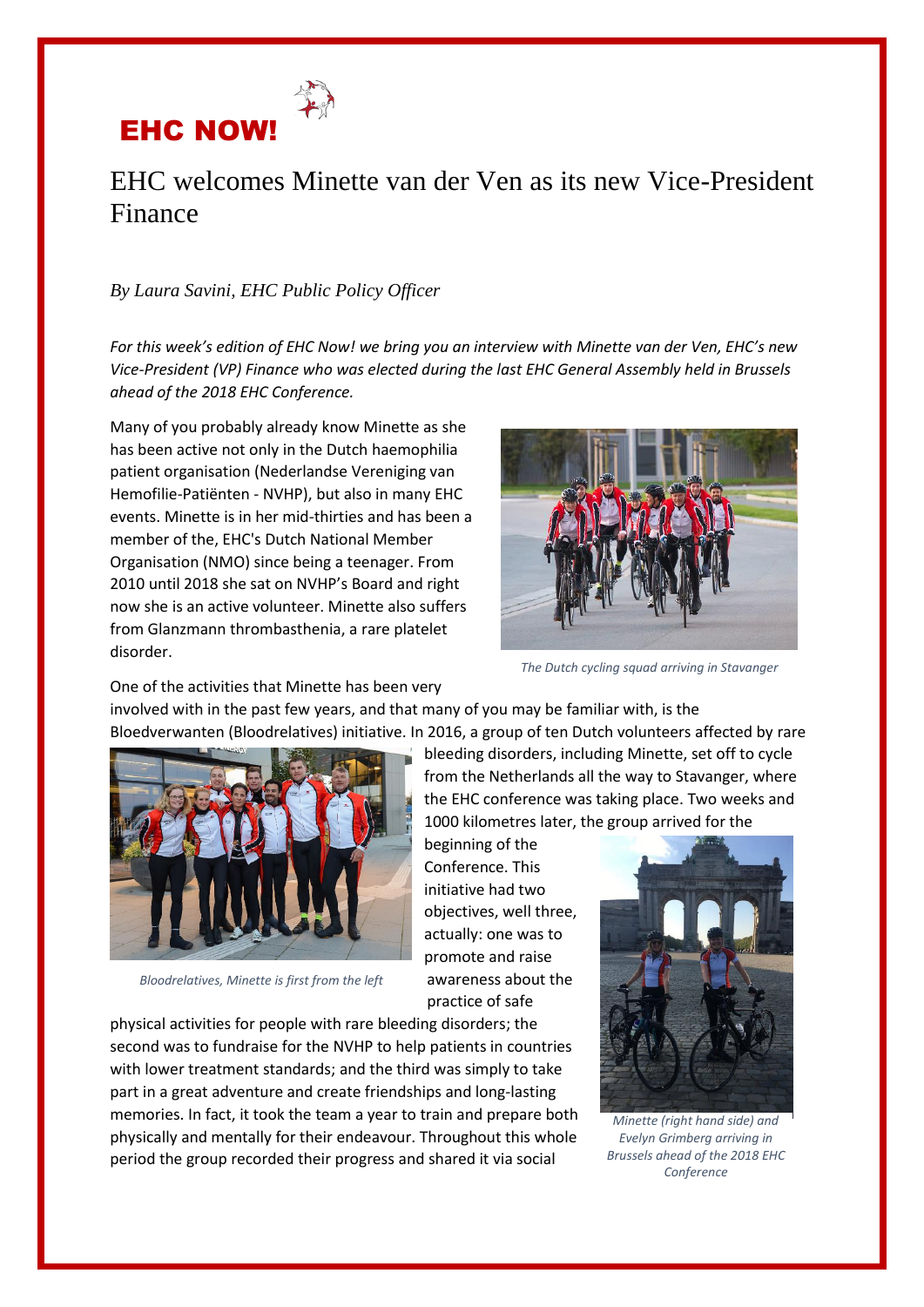# EHC NOW!

## EHC welcomes Minette van der Ven as its new Vice-President Finance

*By Laura Savini, EHC Public Policy Officer*

*For this week's edition of EHC Now! we bring you an interview with Minette van der Ven, EHC's new Vice-President (VP) Finance who was elected during the last EHC General Assembly held in Brussels ahead of the 2018 EHC Conference.*

Many of you probably already know Minette as she has been active not only in the Dutch haemophilia patient organisation (Nederlandse Vereniging van Hemofilie-Patiënten - NVHP), but also in many EHC events. Minette is in her mid-thirties and has been a member of the, EHC's Dutch National Member Organisation (NMO) since being a teenager. From 2010 until 2018 she sat on NVHP's Board and right now she is an active volunteer. Minette also suffers from Glanzmann thrombasthenia, a rare platelet disorder.

*The Dutch cycling squad arriving in Stavanger*

One of the activities that Minette has been very involved with in the past few years, and that many of you may be familiar with, is the Bloedverwanten (Bloodrelatives) initiative. In 2016, a group of ten Dutch volunteers affected by rare bleeding disorders, including Minette, set off to cycle from the Netherlands all the way to Stavanger, where the EHC conference was taking place. Two weeks and 1000 kilometres later, the group arrived for the beginning of the Conference. This initiative had two objectives, well three, actually: one was to promote and raise awareness about the practice of safe physical activities for people with rare bleeding disorders; the second was to fundraise for the NVHP to help patients in countries with lower treatment standards; and the third was simply to take part in a great adventure and create friendships and long-lasting memories. In fact, it took the team a year to train and prepare both physically and mentally for their endeavour. Throughout this whole period the group recorded their progress and shared it via social

*Bloodrelatives, Minette is first from the left*

*Minette (right hand side) and Evelyn Grimberg arriving in Brussels ahead of the 2018 EHC Conference*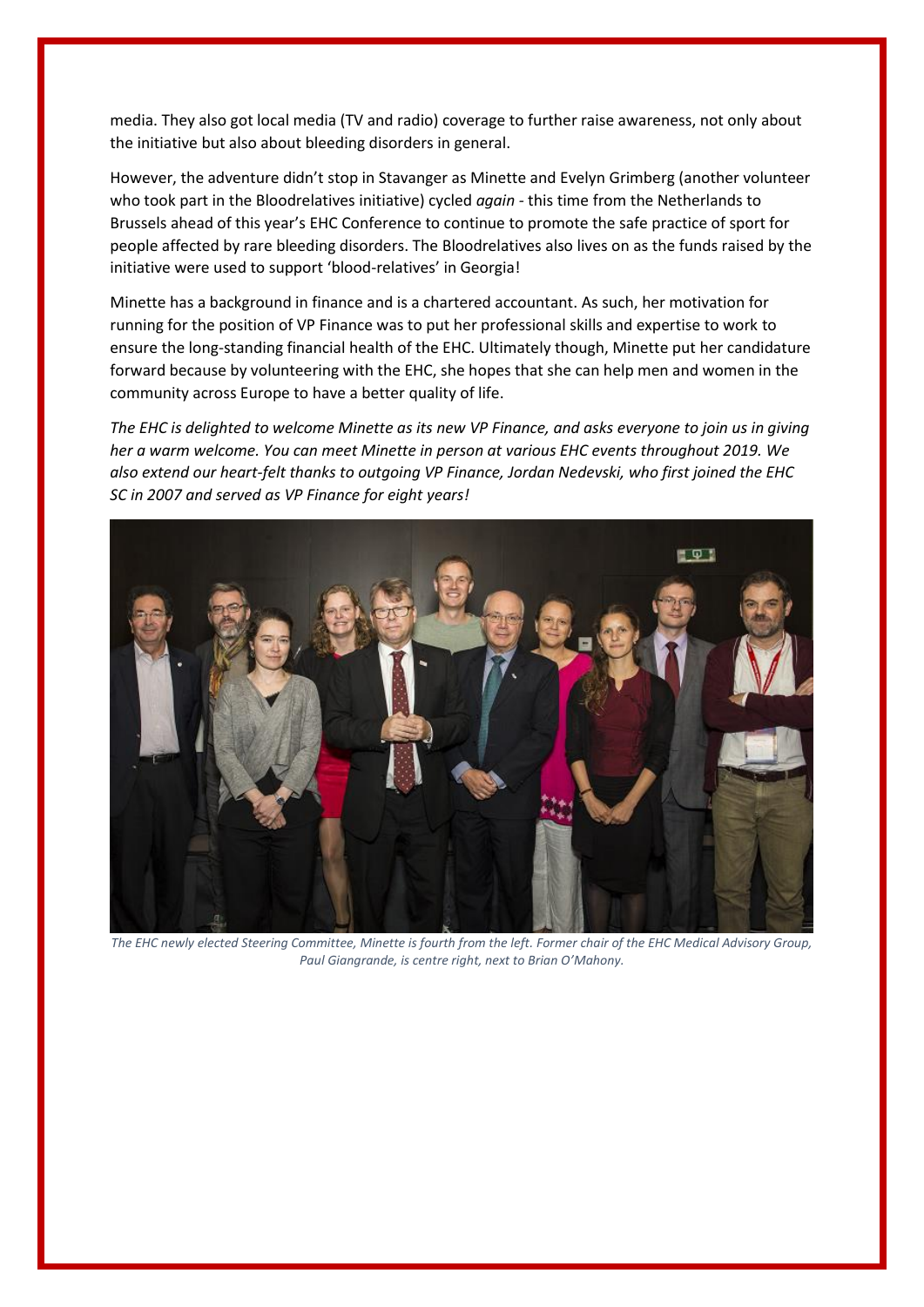media. They also got local media (TV and radio) coverage to further raise awareness, not only about the initiative but also about bleeding disorders in general.

However, the adventure didn't stop in Stavanger as Minette and Evelyn Grimberg (another volunteer who took part in the Bloodrelatives initiative) cycled *again* - this time from the Netherlands to Brussels ahead of this year's EHC Conference to continue to promote the safe practice of sport for people affected by rare bleeding disorders. The Bloodrelatives also lives on as the funds raised by the initiative were used to support 'blood-relatives' in Georgia!

Minette has a background in finance and is a chartered accountant. As such, her motivation for running for the position of VP Finance was to put her professional skills and expertise to work to ensure the long-standing financial health of the EHC. Ultimately though, Minette put her candidature forward because by volunteering with the EHC, she hopes that she can help men and women in the community across Europe to have a better quality of life.

*The EHC is delighted to welcome Minette as its new VP Finance, and asks everyone to join us in giving her a warm welcome. You can meet Minette in person at various EHC events throughout 2019. We also extend our heart-felt thanks to outgoing VP Finance, Jordan Nedevski, who first joined the EHC SC in 2007 and served as VP Finance for eight years!*

*The EHC newly elected Steering Committee, Minette is fourth from the left. Former chair of the EHC Medical Advisory Group, Paul Giangrande, is centre right, next to Brian O'Mahony.*